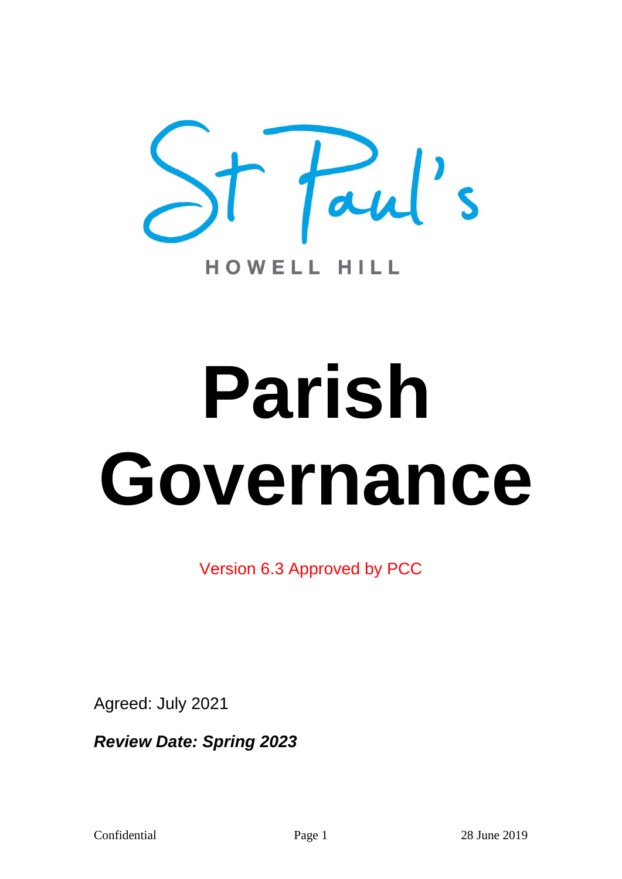St Paul's

HOWELL HILL

# Parish Governance

Version 6.3 Approved by PCC

Agreed: July 2021

***Review Date: Spring 2023***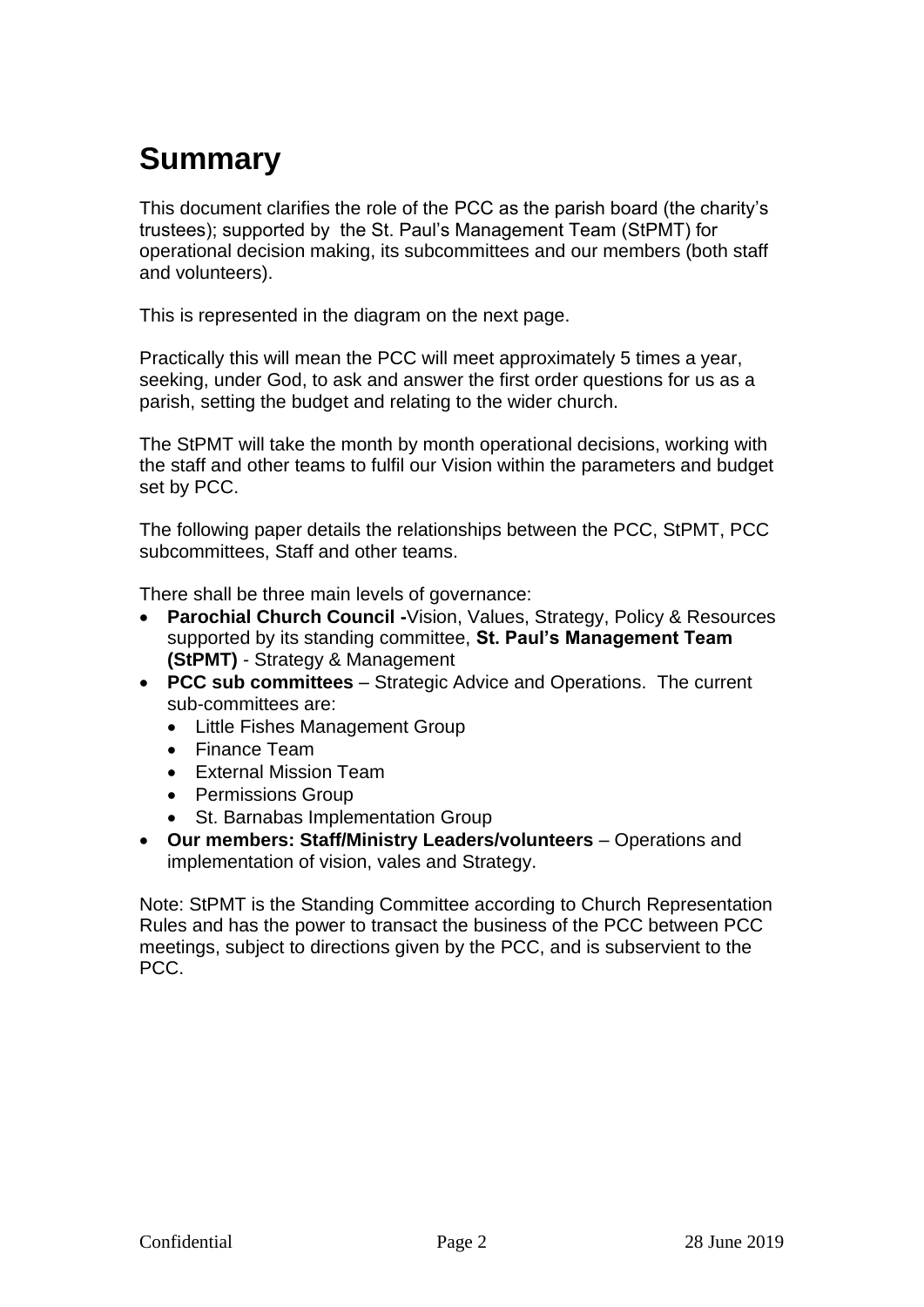# Summary

This document clarifies the role of the PCC as the parish board (the charity's trustees); supported by the St. Paul's Management Team (StPMT) for operational decision making, its subcommittees and our members (both staff and volunteers).

This is represented in the diagram on the next page.

Practically this will mean the PCC will meet approximately 5 times a year, seeking, under God, to ask and answer the first order questions for us as a parish, setting the budget and relating to the wider church.

The StPMT will take the month by month operational decisions, working with the staff and other teams to fulfil our Vision within the parameters and budget set by PCC.

The following paper details the relationships between the PCC, StPMT, PCC subcommittees, Staff and other teams.

There shall be three main levels of governance:

- **Parochial Church Council -**Vision, Values, Strategy, Policy & Resources supported by its standing committee, **St. Paul's Management Team (StPMT)** - Strategy & Management
- **PCC sub committees** – Strategic Advice and Operations. The current sub-committees are:
  - Little Fishes Management Group
  - Finance Team
  - External Mission Team
  - Permissions Group
  - St. Barnabas Implementation Group
- **Our members: Staff/Ministry Leaders/volunteers** – Operations and implementation of vision, vales and Strategy.

Note: StPMT is the Standing Committee according to Church Representation Rules and has the power to transact the business of the PCC between PCC meetings, subject to directions given by the PCC, and is subservient to the PCC.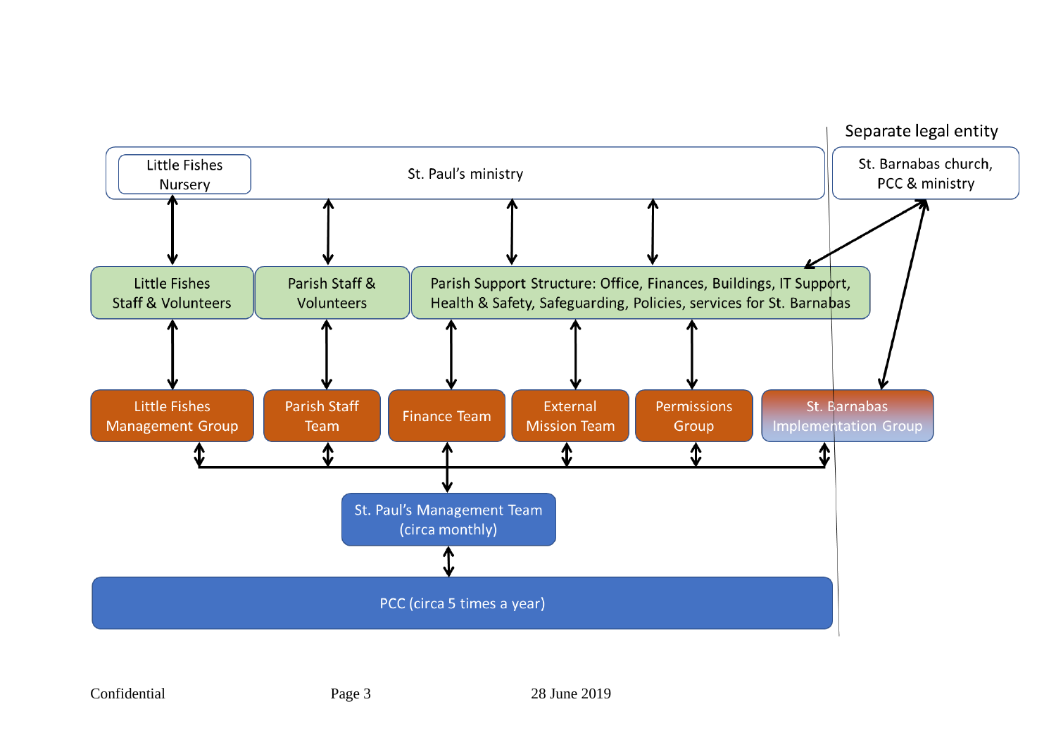Separate legal entity

Little Fishes Nursery

St. Paul's ministry

St. Barnabas church, PCC & ministry

Little Fishes Staff & Volunteers

Parish Staff & Volunteers

Parish Support Structure: Office, Finances, Buildings, IT Support, Health & Safety, Safeguarding, Policies, services for St. Barnabas

Little Fishes Management Group

Parish Staff Team

Finance Team

External Mission Team

Permissions Group

St. Barnabas Implementation Group

St. Paul's Management Team (circa monthly)

PCC (circa 5 times a year)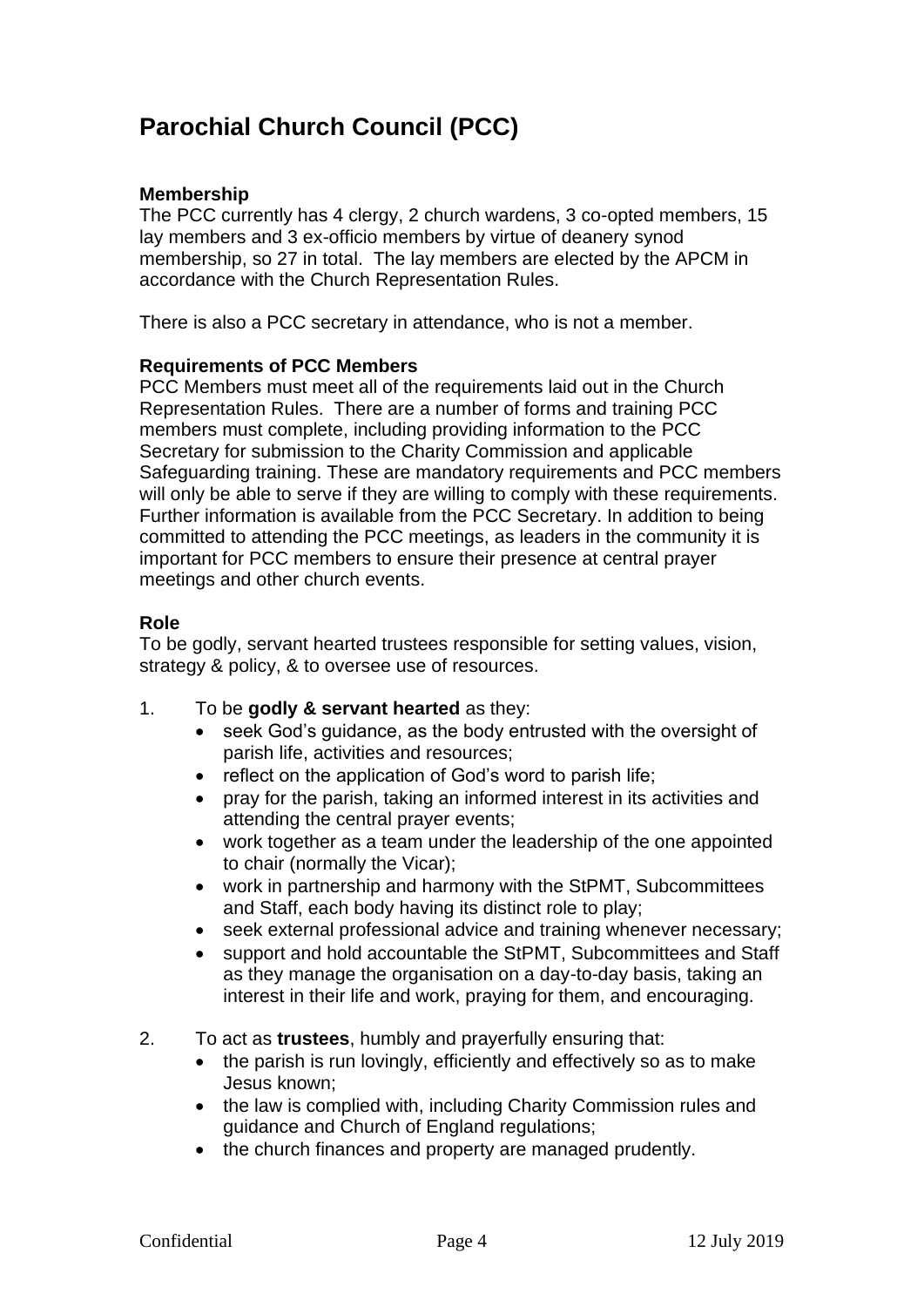# Parochial Church Council (PCC)

### Membership

The PCC currently has 4 clergy, 2 church wardens, 3 co-opted members, 15 lay members and 3 ex-officio members by virtue of deanery synod membership, so 27 in total. The lay members are elected by the APCM in accordance with the Church Representation Rules.

There is also a PCC secretary in attendance, who is not a member.

### Requirements of PCC Members

PCC Members must meet all of the requirements laid out in the Church Representation Rules. There are a number of forms and training PCC members must complete, including providing information to the PCC Secretary for submission to the Charity Commission and applicable Safeguarding training. These are mandatory requirements and PCC members will only be able to serve if they are willing to comply with these requirements. Further information is available from the PCC Secretary. In addition to being committed to attending the PCC meetings, as leaders in the community it is important for PCC members to ensure their presence at central prayer meetings and other church events.

### Role

To be godly, servant hearted trustees responsible for setting values, vision, strategy & policy, & to oversee use of resources.

1. To be **godly & servant hearted** as they:
   - seek God's guidance, as the body entrusted with the oversight of parish life, activities and resources;
   - reflect on the application of God's word to parish life;
   - pray for the parish, taking an informed interest in its activities and attending the central prayer events;
   - work together as a team under the leadership of the one appointed to chair (normally the Vicar);
   - work in partnership and harmony with the StPMT, Subcommittees and Staff, each body having its distinct role to play;
   - seek external professional advice and training whenever necessary;
   - support and hold accountable the StPMT, Subcommittees and Staff as they manage the organisation on a day-to-day basis, taking an interest in their life and work, praying for them, and encouraging.

2. To act as **trustees**, humbly and prayerfully ensuring that:
   - the parish is run lovingly, efficiently and effectively so as to make Jesus known;
   - the law is complied with, including Charity Commission rules and guidance and Church of England regulations;
   - the church finances and property are managed prudently.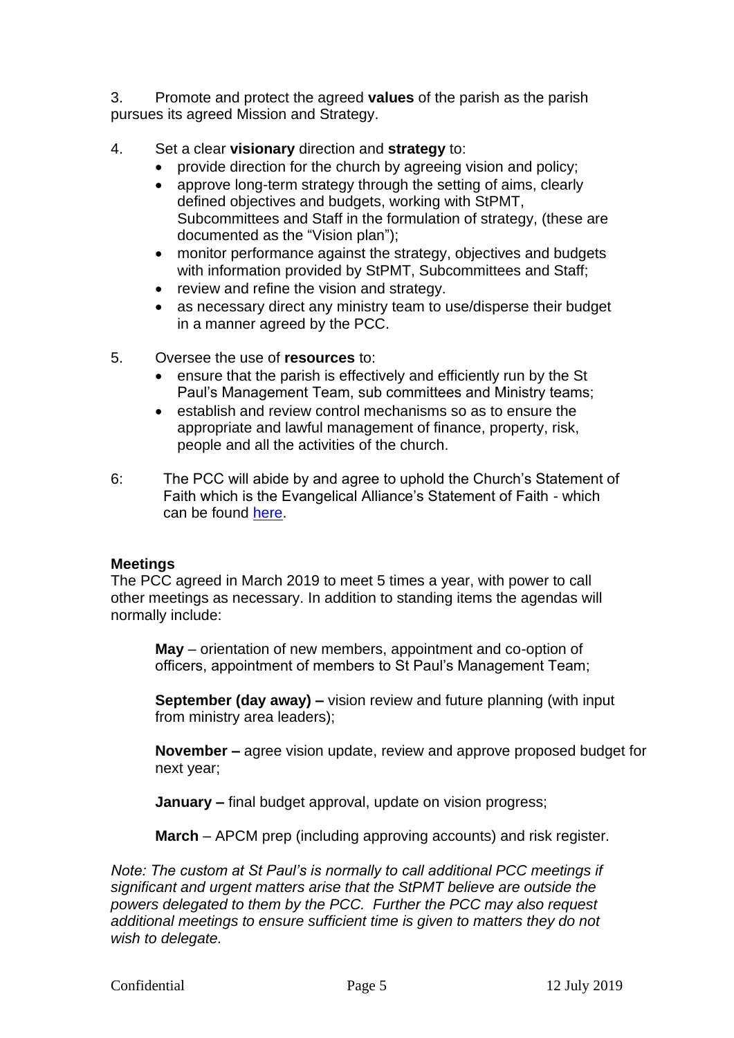3. Promote and protect the agreed **values** of the parish as the parish pursues its agreed Mission and Strategy.

4. Set a clear **visionary** direction and **strategy** to:
   - provide direction for the church by agreeing vision and policy;
   - approve long-term strategy through the setting of aims, clearly defined objectives and budgets, working with StPMT, Subcommittees and Staff in the formulation of strategy, (these are documented as the "Vision plan");
   - monitor performance against the strategy, objectives and budgets with information provided by StPMT, Subcommittees and Staff;
   - review and refine the vision and strategy.
   - as necessary direct any ministry team to use/disperse their budget in a manner agreed by the PCC.

5. Oversee the use of **resources** to:
   - ensure that the parish is effectively and efficiently run by the St Paul's Management Team, sub committees and Ministry teams;
   - establish and review control mechanisms so as to ensure the appropriate and lawful management of finance, property, risk, people and all the activities of the church.

6: The PCC will abide by and agree to uphold the Church's Statement of Faith which is the Evangelical Alliance's Statement of Faith - which can be found here.

**Meetings**

The PCC agreed in March 2019 to meet 5 times a year, with power to call other meetings as necessary. In addition to standing items the agendas will normally include:

**May** – orientation of new members, appointment and co-option of officers, appointment of members to St Paul's Management Team;

**September (day away) –** vision review and future planning (with input from ministry area leaders);

**November –** agree vision update, review and approve proposed budget for next year;

**January –** final budget approval, update on vision progress;

**March** – APCM prep (including approving accounts) and risk register.

*Note: The custom at St Paul's is normally to call additional PCC meetings if significant and urgent matters arise that the StPMT believe are outside the powers delegated to them by the PCC. Further the PCC may also request additional meetings to ensure sufficient time is given to matters they do not wish to delegate.*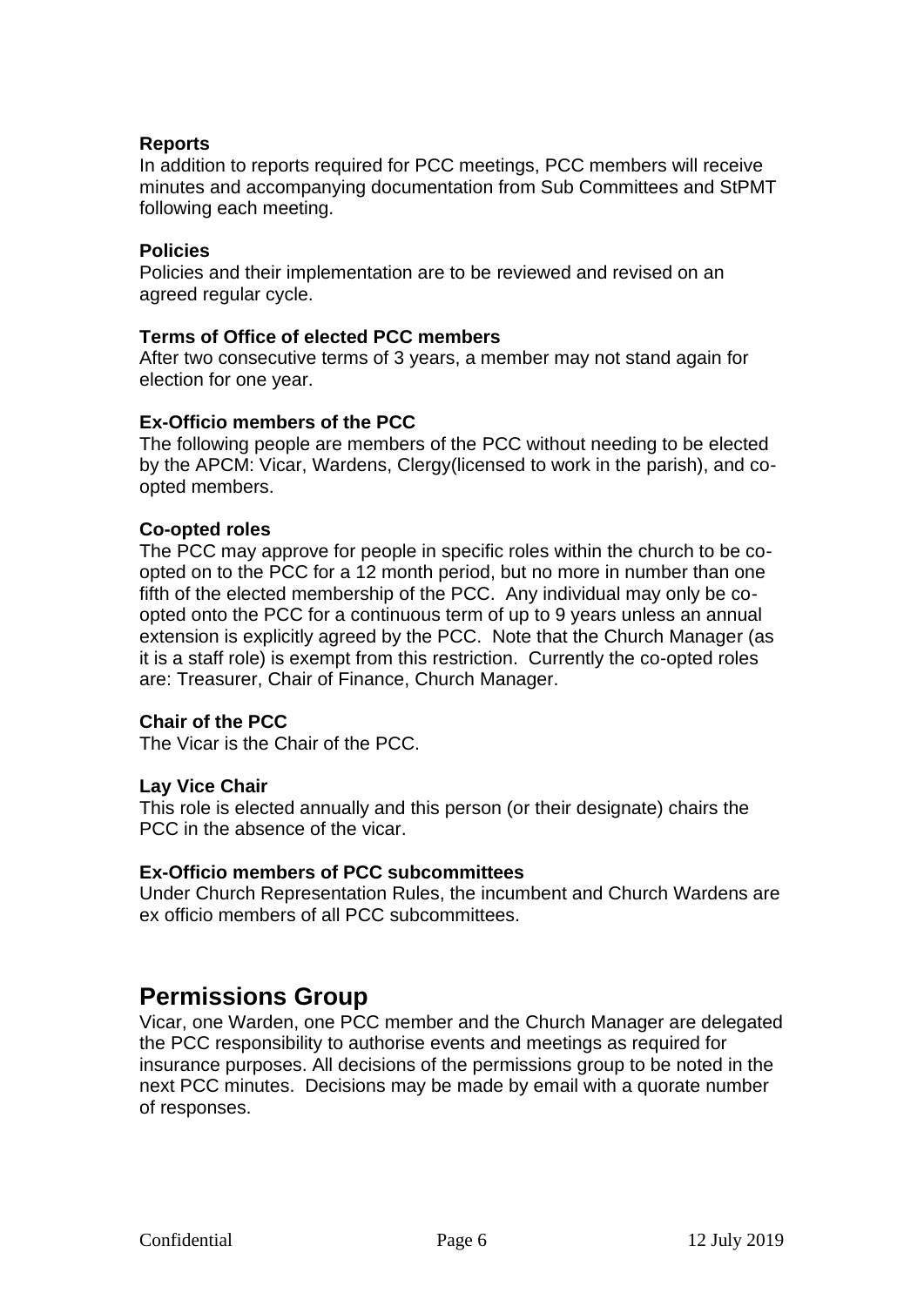**Reports**

In addition to reports required for PCC meetings, PCC members will receive minutes and accompanying documentation from Sub Committees and StPMT following each meeting.

**Policies**

Policies and their implementation are to be reviewed and revised on an agreed regular cycle.

**Terms of Office of elected PCC members**

After two consecutive terms of 3 years, a member may not stand again for election for one year.

**Ex-Officio members of the PCC**

The following people are members of the PCC without needing to be elected by the APCM: Vicar, Wardens, Clergy(licensed to work in the parish), and co-opted members.

**Co-opted roles**

The PCC may approve for people in specific roles within the church to be co-opted on to the PCC for a 12 month period, but no more in number than one fifth of the elected membership of the PCC. Any individual may only be co-opted onto the PCC for a continuous term of up to 9 years unless an annual extension is explicitly agreed by the PCC. Note that the Church Manager (as it is a staff role) is exempt from this restriction. Currently the co-opted roles are: Treasurer, Chair of Finance, Church Manager.

**Chair of the PCC**

The Vicar is the Chair of the PCC.

**Lay Vice Chair**

This role is elected annually and this person (or their designate) chairs the PCC in the absence of the vicar.

**Ex-Officio members of PCC subcommittees**

Under Church Representation Rules, the incumbent and Church Wardens are ex officio members of all PCC subcommittees.

## Permissions Group

Vicar, one Warden, one PCC member and the Church Manager are delegated the PCC responsibility to authorise events and meetings as required for insurance purposes. All decisions of the permissions group to be noted in the next PCC minutes. Decisions may be made by email with a quorate number of responses.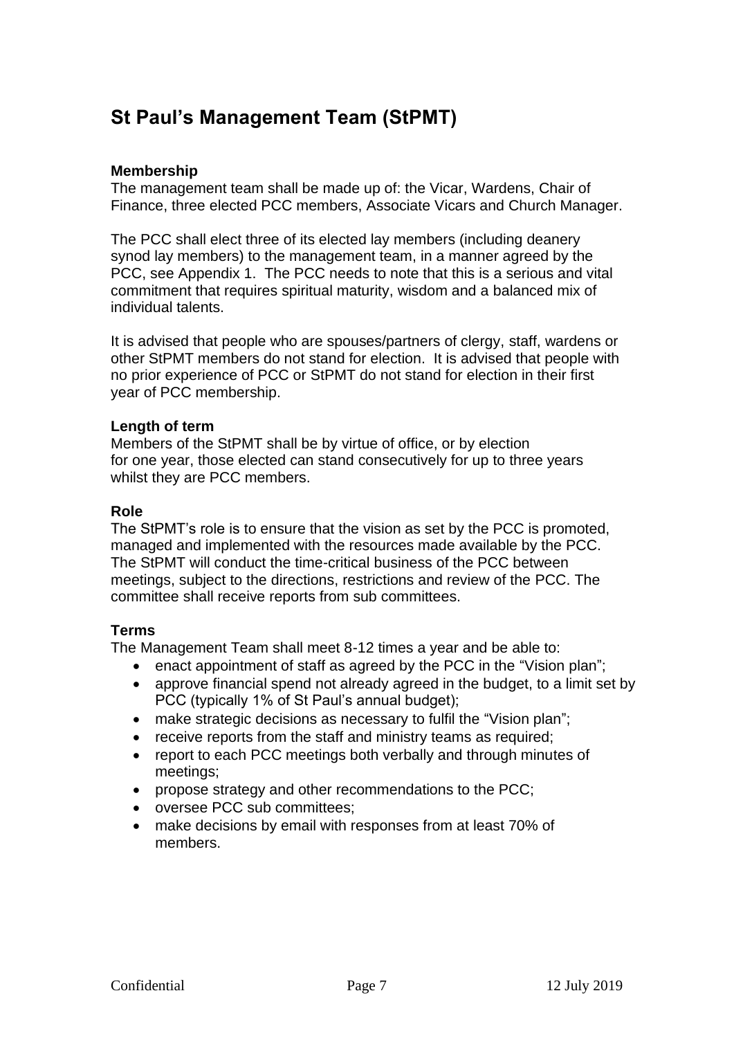# St Paul's Management Team (StPMT)

**Membership**

The management team shall be made up of: the Vicar, Wardens, Chair of Finance, three elected PCC members, Associate Vicars and Church Manager.

The PCC shall elect three of its elected lay members (including deanery synod lay members) to the management team, in a manner agreed by the PCC, see Appendix 1. The PCC needs to note that this is a serious and vital commitment that requires spiritual maturity, wisdom and a balanced mix of individual talents.

It is advised that people who are spouses/partners of clergy, staff, wardens or other StPMT members do not stand for election. It is advised that people with no prior experience of PCC or StPMT do not stand for election in their first year of PCC membership.

**Length of term**

Members of the StPMT shall be by virtue of office, or by election for one year, those elected can stand consecutively for up to three years whilst they are PCC members.

**Role**

The StPMT's role is to ensure that the vision as set by the PCC is promoted, managed and implemented with the resources made available by the PCC. The StPMT will conduct the time-critical business of the PCC between meetings, subject to the directions, restrictions and review of the PCC. The committee shall receive reports from sub committees.

**Terms**

The Management Team shall meet 8-12 times a year and be able to:

- enact appointment of staff as agreed by the PCC in the "Vision plan";
- approve financial spend not already agreed in the budget, to a limit set by PCC (typically 1% of St Paul's annual budget);
- make strategic decisions as necessary to fulfil the "Vision plan";
- receive reports from the staff and ministry teams as required;
- report to each PCC meetings both verbally and through minutes of meetings;
- propose strategy and other recommendations to the PCC;
- oversee PCC sub committees;
- make decisions by email with responses from at least 70% of members.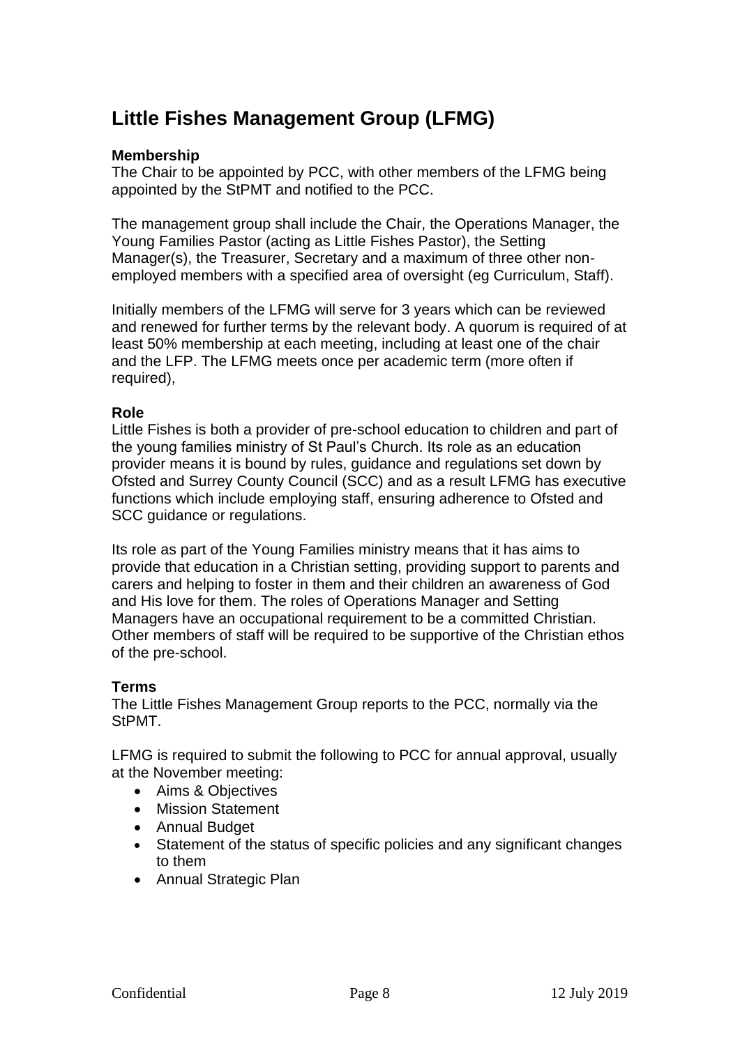## Little Fishes Management Group (LFMG)

**Membership**
The Chair to be appointed by PCC, with other members of the LFMG being appointed by the StPMT and notified to the PCC.

The management group shall include the Chair, the Operations Manager, the Young Families Pastor (acting as Little Fishes Pastor), the Setting Manager(s), the Treasurer, Secretary and a maximum of three other non-employed members with a specified area of oversight (eg Curriculum, Staff).

Initially members of the LFMG will serve for 3 years which can be reviewed and renewed for further terms by the relevant body. A quorum is required of at least 50% membership at each meeting, including at least one of the chair and the LFP. The LFMG meets once per academic term (more often if required),

**Role**
Little Fishes is both a provider of pre-school education to children and part of the young families ministry of St Paul's Church. Its role as an education provider means it is bound by rules, guidance and regulations set down by Ofsted and Surrey County Council (SCC) and as a result LFMG has executive functions which include employing staff, ensuring adherence to Ofsted and SCC guidance or regulations.

Its role as part of the Young Families ministry means that it has aims to provide that education in a Christian setting, providing support to parents and carers and helping to foster in them and their children an awareness of God and His love for them. The roles of Operations Manager and Setting Managers have an occupational requirement to be a committed Christian. Other members of staff will be required to be supportive of the Christian ethos of the pre-school.

**Terms**
The Little Fishes Management Group reports to the PCC, normally via the StPMT.

LFMG is required to submit the following to PCC for annual approval, usually at the November meeting:

- Aims & Objectives
- Mission Statement
- Annual Budget
- Statement of the status of specific policies and any significant changes to them
- Annual Strategic Plan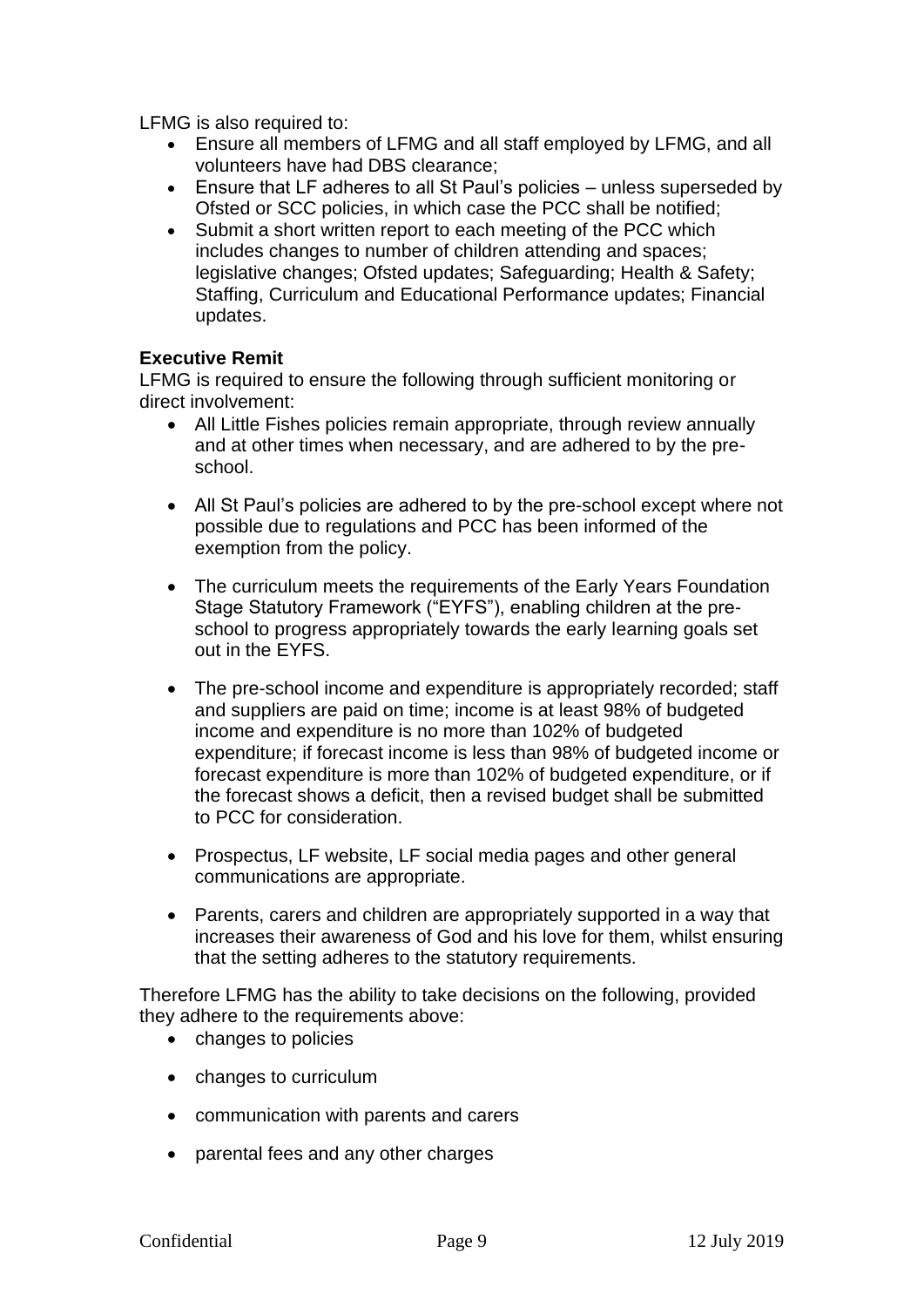LFMG is also required to:

- Ensure all members of LFMG and all staff employed by LFMG, and all volunteers have had DBS clearance;
- Ensure that LF adheres to all St Paul's policies – unless superseded by Ofsted or SCC policies, in which case the PCC shall be notified;
- Submit a short written report to each meeting of the PCC which includes changes to number of children attending and spaces; legislative changes; Ofsted updates; Safeguarding; Health & Safety; Staffing, Curriculum and Educational Performance updates; Financial updates.

**Executive Remit**

LFMG is required to ensure the following through sufficient monitoring or direct involvement:

- All Little Fishes policies remain appropriate, through review annually and at other times when necessary, and are adhered to by the pre-school.

- All St Paul's policies are adhered to by the pre-school except where not possible due to regulations and PCC has been informed of the exemption from the policy.

- The curriculum meets the requirements of the Early Years Foundation Stage Statutory Framework ("EYFS"), enabling children at the pre-school to progress appropriately towards the early learning goals set out in the EYFS.

- The pre-school income and expenditure is appropriately recorded; staff and suppliers are paid on time; income is at least 98% of budgeted income and expenditure is no more than 102% of budgeted expenditure; if forecast income is less than 98% of budgeted income or forecast expenditure is more than 102% of budgeted expenditure, or if the forecast shows a deficit, then a revised budget shall be submitted to PCC for consideration.

- Prospectus, LF website, LF social media pages and other general communications are appropriate.

- Parents, carers and children are appropriately supported in a way that increases their awareness of God and his love for them, whilst ensuring that the setting adheres to the statutory requirements.

Therefore LFMG has the ability to take decisions on the following, provided they adhere to the requirements above:

- changes to policies

- changes to curriculum

- communication with parents and carers

- parental fees and any other charges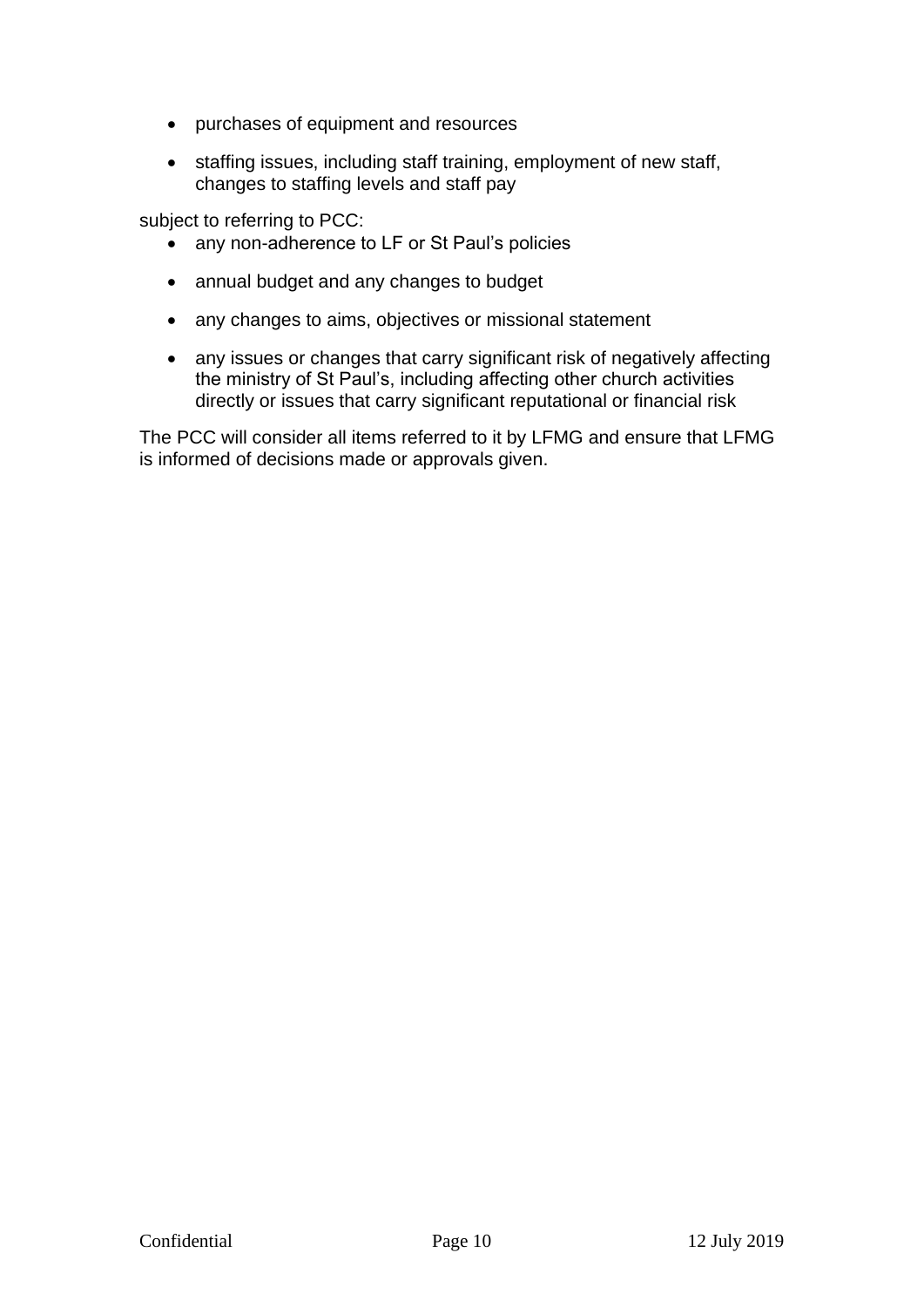- purchases of equipment and resources
- staffing issues, including staff training, employment of new staff, changes to staffing levels and staff pay

subject to referring to PCC:

- any non-adherence to LF or St Paul's policies
- annual budget and any changes to budget
- any changes to aims, objectives or missional statement
- any issues or changes that carry significant risk of negatively affecting the ministry of St Paul's, including affecting other church activities directly or issues that carry significant reputational or financial risk

The PCC will consider all items referred to it by LFMG and ensure that LFMG is informed of decisions made or approvals given.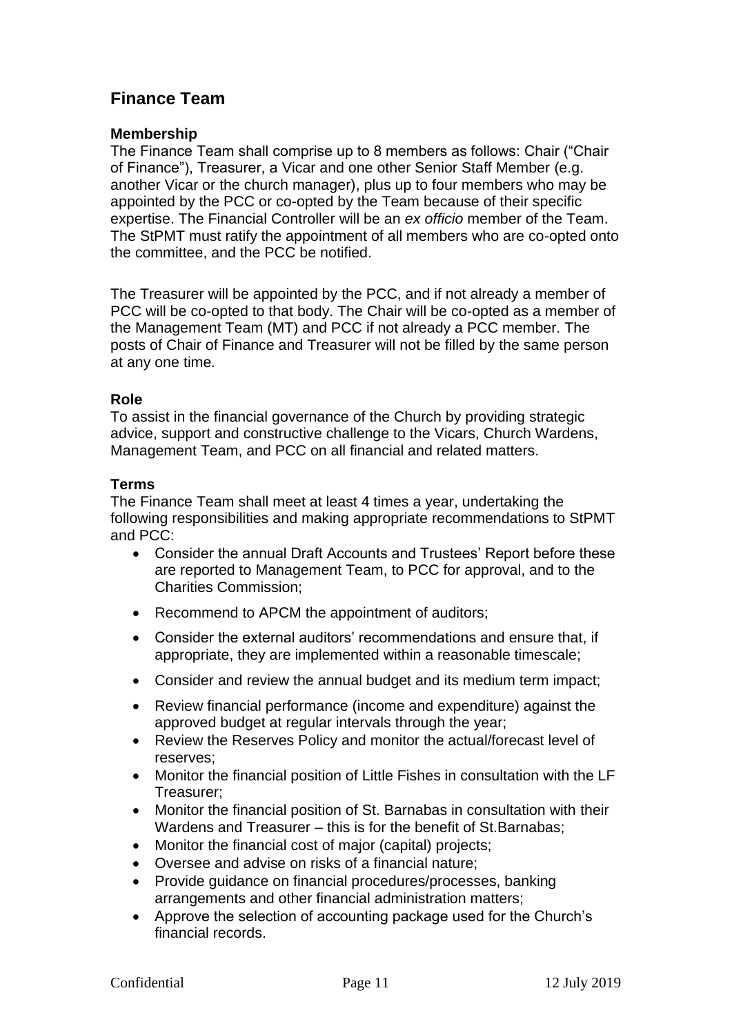## Finance Team

### Membership

The Finance Team shall comprise up to 8 members as follows: Chair ("Chair of Finance"), Treasurer, a Vicar and one other Senior Staff Member (e.g. another Vicar or the church manager), plus up to four members who may be appointed by the PCC or co-opted by the Team because of their specific expertise. The Financial Controller will be an *ex officio* member of the Team. The StPMT must ratify the appointment of all members who are co-opted onto the committee, and the PCC be notified.

The Treasurer will be appointed by the PCC, and if not already a member of PCC will be co-opted to that body. The Chair will be co-opted as a member of the Management Team (MT) and PCC if not already a PCC member. The posts of Chair of Finance and Treasurer will not be filled by the same person at any one time*.*

### Role

To assist in the financial governance of the Church by providing strategic advice, support and constructive challenge to the Vicars, Church Wardens, Management Team, and PCC on all financial and related matters.

### Terms

The Finance Team shall meet at least 4 times a year, undertaking the following responsibilities and making appropriate recommendations to StPMT and PCC:

- Consider the annual Draft Accounts and Trustees' Report before these are reported to Management Team, to PCC for approval, and to the Charities Commission;
- Recommend to APCM the appointment of auditors;
- Consider the external auditors' recommendations and ensure that, if appropriate, they are implemented within a reasonable timescale;
- Consider and review the annual budget and its medium term impact;
- Review financial performance (income and expenditure) against the approved budget at regular intervals through the year;
- Review the Reserves Policy and monitor the actual/forecast level of reserves;
- Monitor the financial position of Little Fishes in consultation with the LF Treasurer;
- Monitor the financial position of St. Barnabas in consultation with their Wardens and Treasurer – this is for the benefit of St.Barnabas;
- Monitor the financial cost of major (capital) projects;
- Oversee and advise on risks of a financial nature;
- Provide guidance on financial procedures/processes, banking arrangements and other financial administration matters;
- Approve the selection of accounting package used for the Church's financial records.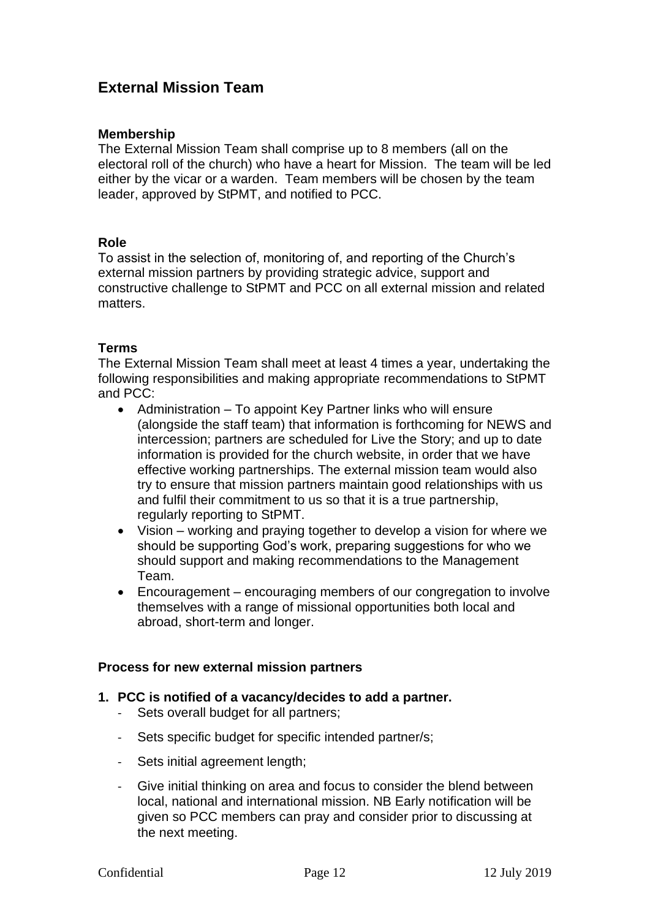## External Mission Team

### Membership

The External Mission Team shall comprise up to 8 members (all on the electoral roll of the church) who have a heart for Mission. The team will be led either by the vicar or a warden. Team members will be chosen by the team leader, approved by StPMT, and notified to PCC.

### Role

To assist in the selection of, monitoring of, and reporting of the Church's external mission partners by providing strategic advice, support and constructive challenge to StPMT and PCC on all external mission and related matters.

### Terms

The External Mission Team shall meet at least 4 times a year, undertaking the following responsibilities and making appropriate recommendations to StPMT and PCC:

- Administration – To appoint Key Partner links who will ensure (alongside the staff team) that information is forthcoming for NEWS and intercession; partners are scheduled for Live the Story; and up to date information is provided for the church website, in order that we have effective working partnerships. The external mission team would also try to ensure that mission partners maintain good relationships with us and fulfil their commitment to us so that it is a true partnership, regularly reporting to StPMT.
- Vision – working and praying together to develop a vision for where we should be supporting God's work, preparing suggestions for who we should support and making recommendations to the Management Team.
- Encouragement – encouraging members of our congregation to involve themselves with a range of missional opportunities both local and abroad, short-term and longer.

### Process for new external mission partners

1. **PCC is notified of a vacancy/decides to add a partner.**
   - Sets overall budget for all partners;
   - Sets specific budget for specific intended partner/s;
   - Sets initial agreement length;
   - Give initial thinking on area and focus to consider the blend between local, national and international mission. NB Early notification will be given so PCC members can pray and consider prior to discussing at the next meeting.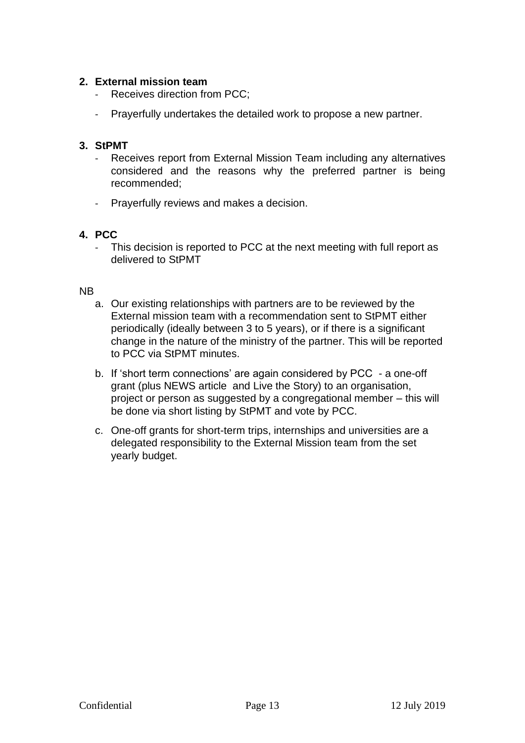2. **External mission team**
   - Receives direction from PCC;
   - Prayerfully undertakes the detailed work to propose a new partner.

3. **StPMT**
   - Receives report from External Mission Team including any alternatives considered and the reasons why the preferred partner is being recommended;
   - Prayerfully reviews and makes a decision.

4. **PCC**
   - This decision is reported to PCC at the next meeting with full report as delivered to StPMT

NB

a. Our existing relationships with partners are to be reviewed by the External mission team with a recommendation sent to StPMT either periodically (ideally between 3 to 5 years), or if there is a significant change in the nature of the ministry of the partner. This will be reported to PCC via StPMT minutes.

b. If 'short term connections' are again considered by PCC - a one-off grant (plus NEWS article and Live the Story) to an organisation, project or person as suggested by a congregational member – this will be done via short listing by StPMT and vote by PCC.

c. One-off grants for short-term trips, internships and universities are a delegated responsibility to the External Mission team from the set yearly budget.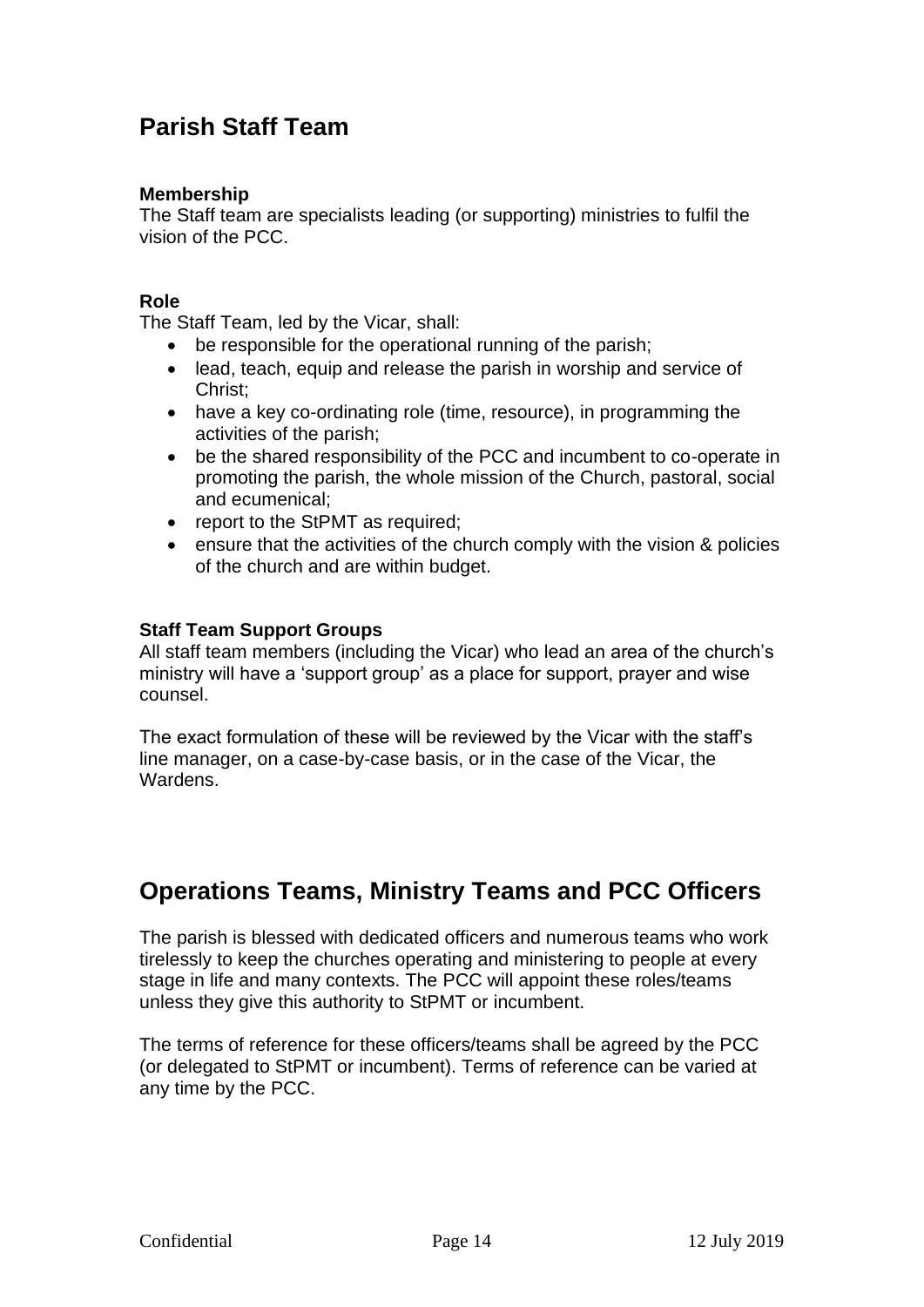## Parish Staff Team

### Membership

The Staff team are specialists leading (or supporting) ministries to fulfil the vision of the PCC.

### Role

The Staff Team, led by the Vicar, shall:

- be responsible for the operational running of the parish;
- lead, teach, equip and release the parish in worship and service of Christ;
- have a key co-ordinating role (time, resource), in programming the activities of the parish;
- be the shared responsibility of the PCC and incumbent to co-operate in promoting the parish, the whole mission of the Church, pastoral, social and ecumenical;
- report to the StPMT as required;
- ensure that the activities of the church comply with the vision & policies of the church and are within budget.

### Staff Team Support Groups

All staff team members (including the Vicar) who lead an area of the church's ministry will have a 'support group' as a place for support, prayer and wise counsel.

The exact formulation of these will be reviewed by the Vicar with the staff's line manager, on a case-by-case basis, or in the case of the Vicar, the Wardens.

## Operations Teams, Ministry Teams and PCC Officers

The parish is blessed with dedicated officers and numerous teams who work tirelessly to keep the churches operating and ministering to people at every stage in life and many contexts. The PCC will appoint these roles/teams unless they give this authority to StPMT or incumbent.

The terms of reference for these officers/teams shall be agreed by the PCC (or delegated to StPMT or incumbent). Terms of reference can be varied at any time by the PCC.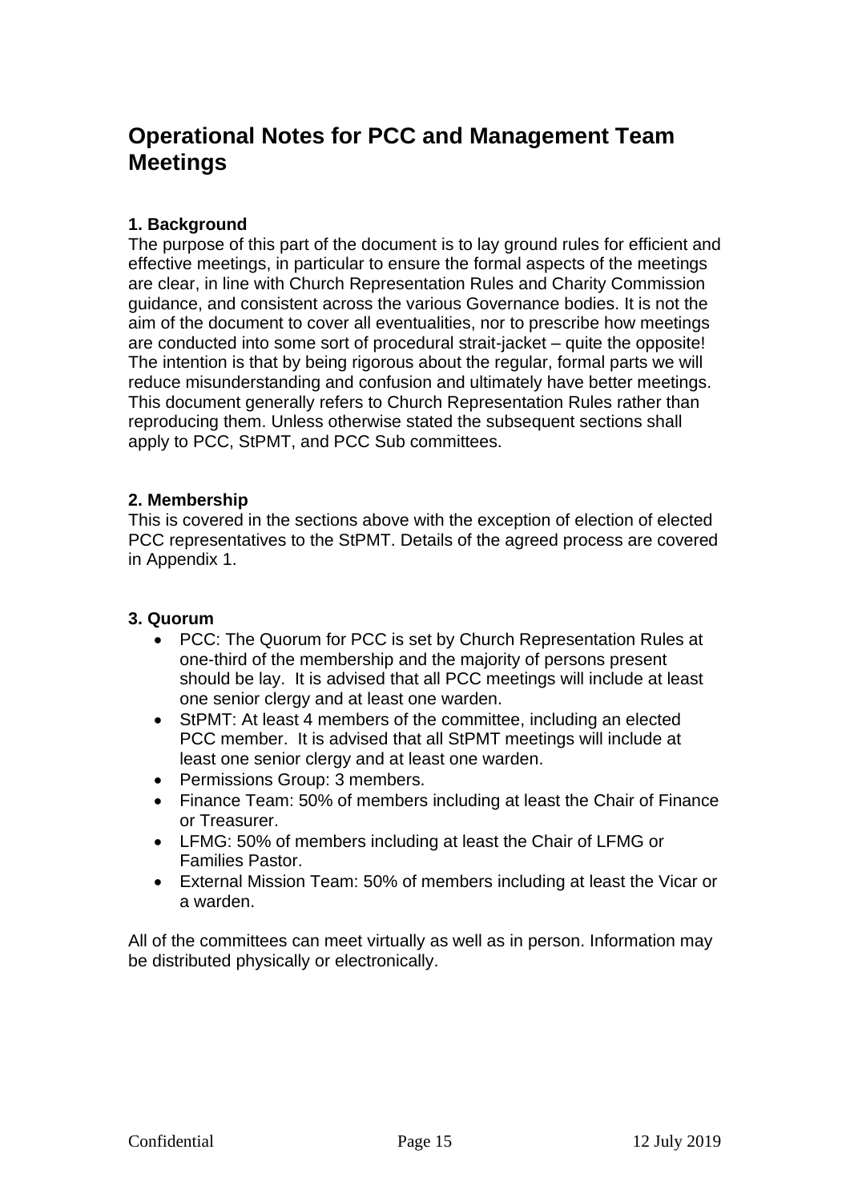# Operational Notes for PCC and Management Team Meetings

### 1. Background

The purpose of this part of the document is to lay ground rules for efficient and effective meetings, in particular to ensure the formal aspects of the meetings are clear, in line with Church Representation Rules and Charity Commission guidance, and consistent across the various Governance bodies. It is not the aim of the document to cover all eventualities, nor to prescribe how meetings are conducted into some sort of procedural strait-jacket – quite the opposite! The intention is that by being rigorous about the regular, formal parts we will reduce misunderstanding and confusion and ultimately have better meetings. This document generally refers to Church Representation Rules rather than reproducing them. Unless otherwise stated the subsequent sections shall apply to PCC, StPMT, and PCC Sub committees.

### 2. Membership

This is covered in the sections above with the exception of election of elected PCC representatives to the StPMT. Details of the agreed process are covered in Appendix 1.

### 3. Quorum

- PCC: The Quorum for PCC is set by Church Representation Rules at one-third of the membership and the majority of persons present should be lay. It is advised that all PCC meetings will include at least one senior clergy and at least one warden.
- StPMT: At least 4 members of the committee, including an elected PCC member. It is advised that all StPMT meetings will include at least one senior clergy and at least one warden.
- Permissions Group: 3 members.
- Finance Team: 50% of members including at least the Chair of Finance or Treasurer.
- LFMG: 50% of members including at least the Chair of LFMG or Families Pastor.
- External Mission Team: 50% of members including at least the Vicar or a warden.

All of the committees can meet virtually as well as in person. Information may be distributed physically or electronically.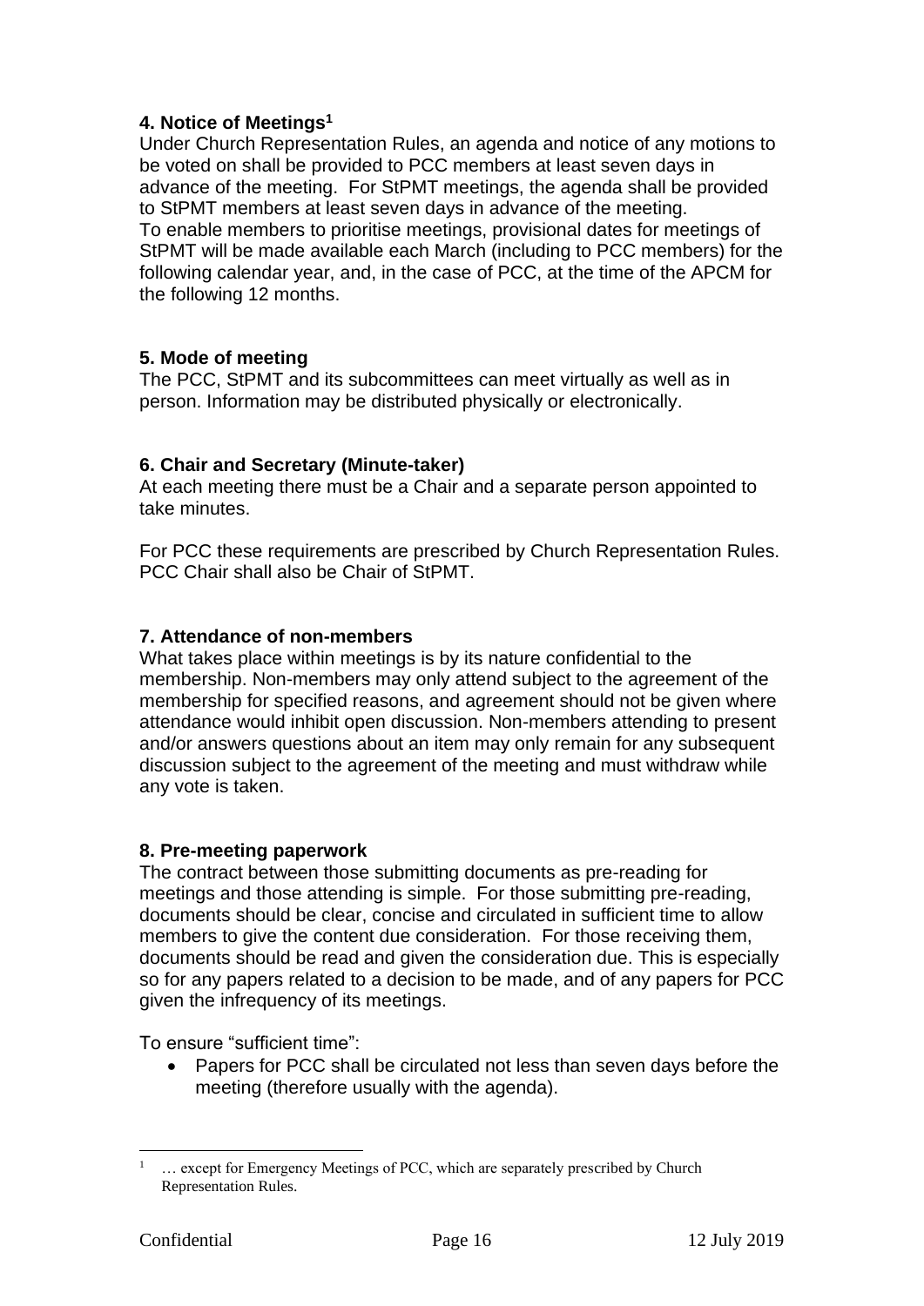**4. Notice of Meetings**[1]

Under Church Representation Rules, an agenda and notice of any motions to be voted on shall be provided to PCC members at least seven days in advance of the meeting. For StPMT meetings, the agenda shall be provided to StPMT members at least seven days in advance of the meeting.
To enable members to prioritise meetings, provisional dates for meetings of StPMT will be made available each March (including to PCC members) for the following calendar year, and, in the case of PCC, at the time of the APCM for the following 12 months.

**5. Mode of meeting**

The PCC, StPMT and its subcommittees can meet virtually as well as in person. Information may be distributed physically or electronically.

**6. Chair and Secretary (Minute-taker)**

At each meeting there must be a Chair and a separate person appointed to take minutes.

For PCC these requirements are prescribed by Church Representation Rules. PCC Chair shall also be Chair of StPMT.

**7. Attendance of non-members**

What takes place within meetings is by its nature confidential to the membership. Non-members may only attend subject to the agreement of the membership for specified reasons, and agreement should not be given where attendance would inhibit open discussion. Non-members attending to present and/or answers questions about an item may only remain for any subsequent discussion subject to the agreement of the meeting and must withdraw while any vote is taken.

**8. Pre-meeting paperwork**

The contract between those submitting documents as pre-reading for meetings and those attending is simple. For those submitting pre-reading, documents should be clear, concise and circulated in sufficient time to allow members to give the content due consideration. For those receiving them, documents should be read and given the consideration due. This is especially so for any papers related to a decision to be made, and of any papers for PCC given the infrequency of its meetings.

To ensure "sufficient time":

- Papers for PCC shall be circulated not less than seven days before the meeting (therefore usually with the agenda).

[1] … except for Emergency Meetings of PCC, which are separately prescribed by Church Representation Rules.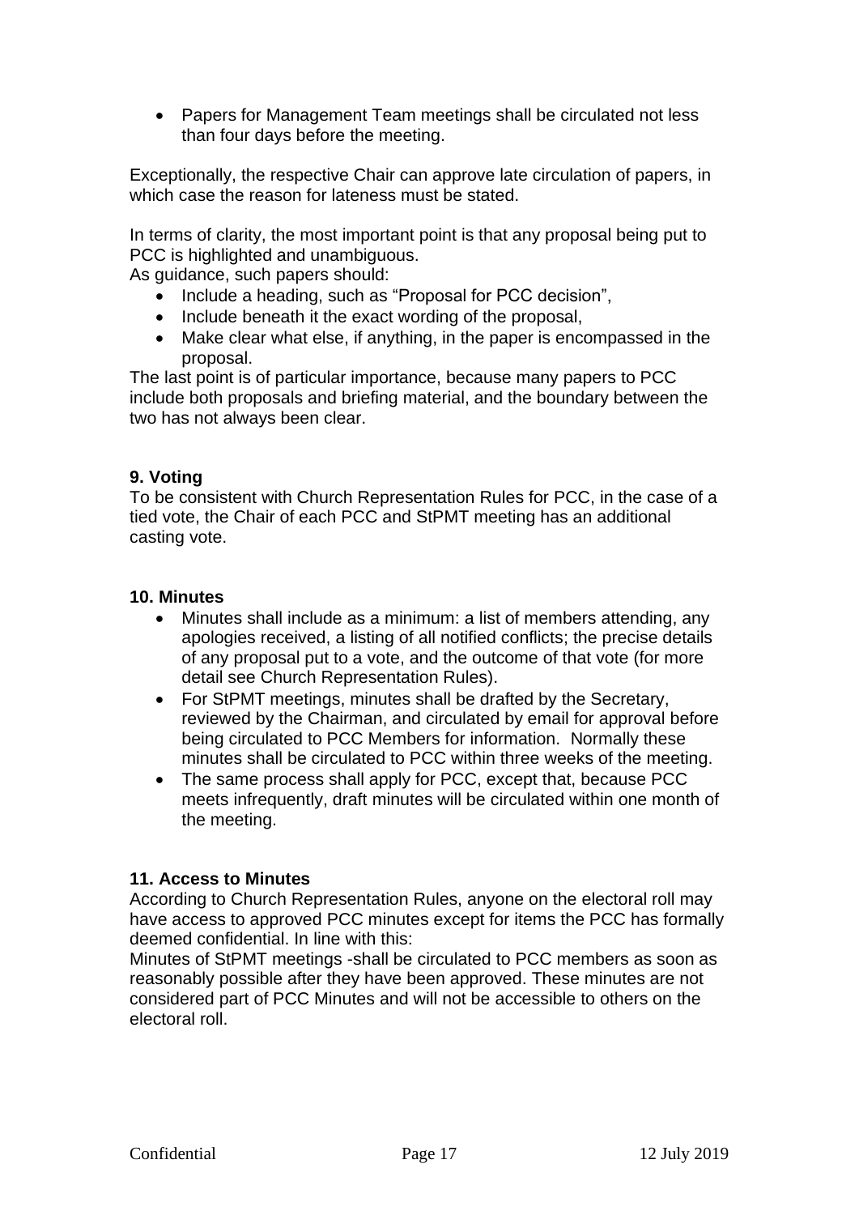- Papers for Management Team meetings shall be circulated not less than four days before the meeting.

Exceptionally, the respective Chair can approve late circulation of papers, in which case the reason for lateness must be stated.

In terms of clarity, the most important point is that any proposal being put to PCC is highlighted and unambiguous.
As guidance, such papers should:

- Include a heading, such as "Proposal for PCC decision",
- Include beneath it the exact wording of the proposal,
- Make clear what else, if anything, in the paper is encompassed in the proposal.

The last point is of particular importance, because many papers to PCC include both proposals and briefing material, and the boundary between the two has not always been clear.

**9. Voting**

To be consistent with Church Representation Rules for PCC, in the case of a tied vote, the Chair of each PCC and StPMT meeting has an additional casting vote.

**10. Minutes**

- Minutes shall include as a minimum: a list of members attending, any apologies received, a listing of all notified conflicts; the precise details of any proposal put to a vote, and the outcome of that vote (for more detail see Church Representation Rules).
- For StPMT meetings, minutes shall be drafted by the Secretary, reviewed by the Chairman, and circulated by email for approval before being circulated to PCC Members for information. Normally these minutes shall be circulated to PCC within three weeks of the meeting.
- The same process shall apply for PCC, except that, because PCC meets infrequently, draft minutes will be circulated within one month of the meeting.

**11. Access to Minutes**

According to Church Representation Rules, anyone on the electoral roll may have access to approved PCC minutes except for items the PCC has formally deemed confidential. In line with this:
Minutes of StPMT meetings -shall be circulated to PCC members as soon as reasonably possible after they have been approved. These minutes are not considered part of PCC Minutes and will not be accessible to others on the electoral roll.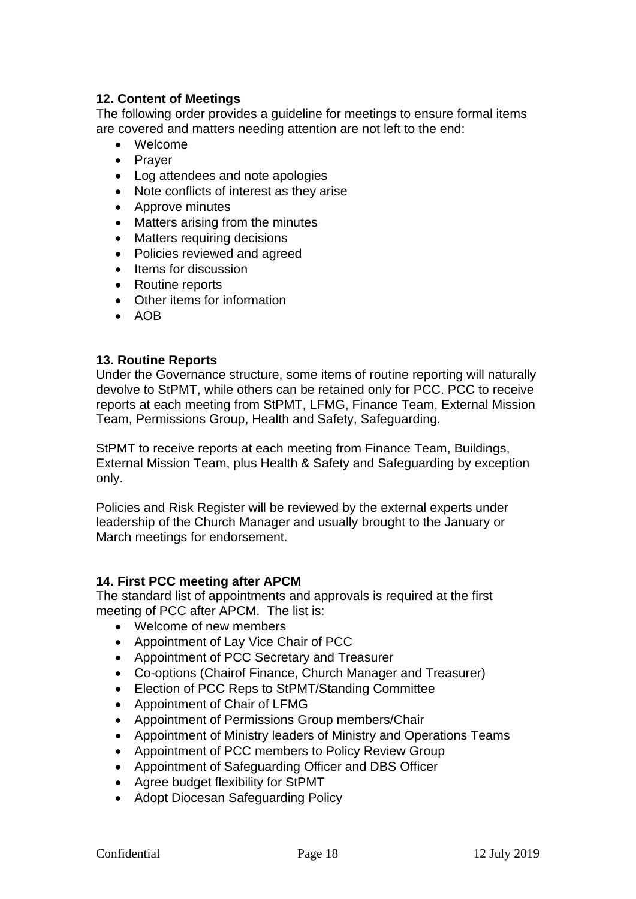**12. Content of Meetings**

The following order provides a guideline for meetings to ensure formal items are covered and matters needing attention are not left to the end:

- Welcome
- Prayer
- Log attendees and note apologies
- Note conflicts of interest as they arise
- Approve minutes
- Matters arising from the minutes
- Matters requiring decisions
- Policies reviewed and agreed
- Items for discussion
- Routine reports
- Other items for information
- AOB

**13. Routine Reports**

Under the Governance structure, some items of routine reporting will naturally devolve to StPMT, while others can be retained only for PCC. PCC to receive reports at each meeting from StPMT, LFMG, Finance Team, External Mission Team, Permissions Group, Health and Safety, Safeguarding.

StPMT to receive reports at each meeting from Finance Team, Buildings, External Mission Team, plus Health & Safety and Safeguarding by exception only.

Policies and Risk Register will be reviewed by the external experts under leadership of the Church Manager and usually brought to the January or March meetings for endorsement.

**14. First PCC meeting after APCM**

The standard list of appointments and approvals is required at the first meeting of PCC after APCM. The list is:

- Welcome of new members
- Appointment of Lay Vice Chair of PCC
- Appointment of PCC Secretary and Treasurer
- Co-options (Chairof Finance, Church Manager and Treasurer)
- Election of PCC Reps to StPMT/Standing Committee
- Appointment of Chair of LFMG
- Appointment of Permissions Group members/Chair
- Appointment of Ministry leaders of Ministry and Operations Teams
- Appointment of PCC members to Policy Review Group
- Appointment of Safeguarding Officer and DBS Officer
- Agree budget flexibility for StPMT
- Adopt Diocesan Safeguarding Policy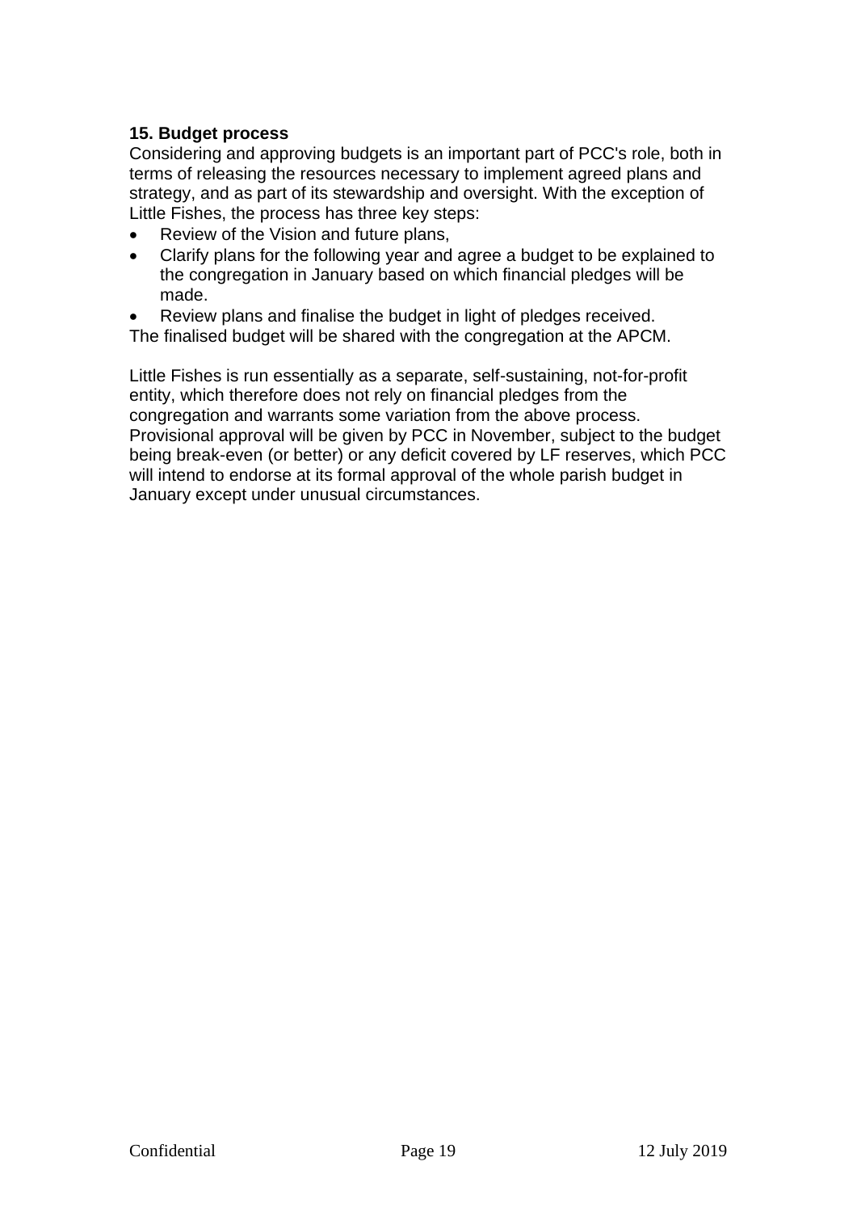**15. Budget process**

Considering and approving budgets is an important part of PCC's role, both in terms of releasing the resources necessary to implement agreed plans and strategy, and as part of its stewardship and oversight. With the exception of Little Fishes, the process has three key steps:

- Review of the Vision and future plans,
- Clarify plans for the following year and agree a budget to be explained to the congregation in January based on which financial pledges will be made.
- Review plans and finalise the budget in light of pledges received.

The finalised budget will be shared with the congregation at the APCM.

Little Fishes is run essentially as a separate, self-sustaining, not-for-profit entity, which therefore does not rely on financial pledges from the congregation and warrants some variation from the above process. Provisional approval will be given by PCC in November, subject to the budget being break-even (or better) or any deficit covered by LF reserves, which PCC will intend to endorse at its formal approval of the whole parish budget in January except under unusual circumstances.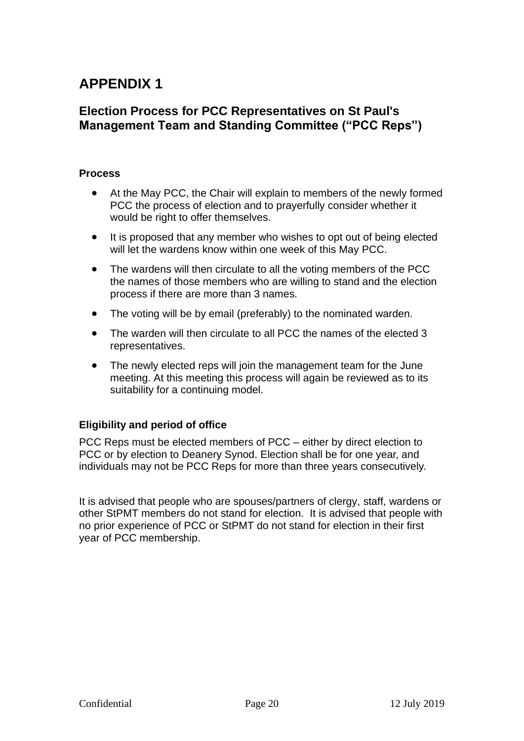# APPENDIX 1

## Election Process for PCC Representatives on St Paul's Management Team and Standing Committee ("PCC Reps")

### Process

- At the May PCC, the Chair will explain to members of the newly formed PCC the process of election and to prayerfully consider whether it would be right to offer themselves.
- It is proposed that any member who wishes to opt out of being elected will let the wardens know within one week of this May PCC.
- The wardens will then circulate to all the voting members of the PCC the names of those members who are willing to stand and the election process if there are more than 3 names.
- The voting will be by email (preferably) to the nominated warden.
- The warden will then circulate to all PCC the names of the elected 3 representatives.
- The newly elected reps will join the management team for the June meeting. At this meeting this process will again be reviewed as to its suitability for a continuing model.

### Eligibility and period of office

PCC Reps must be elected members of PCC – either by direct election to PCC or by election to Deanery Synod. Election shall be for one year, and individuals may not be PCC Reps for more than three years consecutively.

It is advised that people who are spouses/partners of clergy, staff, wardens or other StPMT members do not stand for election. It is advised that people with no prior experience of PCC or StPMT do not stand for election in their first year of PCC membership.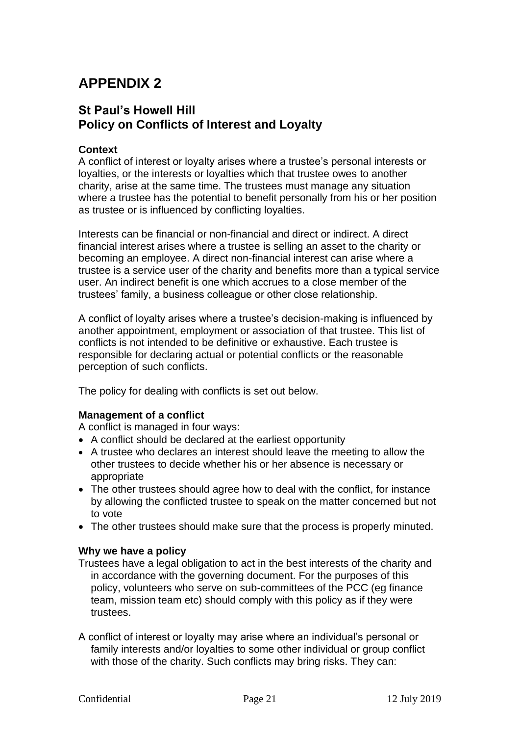# APPENDIX 2

## St Paul's Howell Hill
## Policy on Conflicts of Interest and Loyalty

**Context**

A conflict of interest or loyalty arises where a trustee's personal interests or loyalties, or the interests or loyalties which that trustee owes to another charity, arise at the same time. The trustees must manage any situation where a trustee has the potential to benefit personally from his or her position as trustee or is influenced by conflicting loyalties.

Interests can be financial or non-financial and direct or indirect. A direct financial interest arises where a trustee is selling an asset to the charity or becoming an employee. A direct non-financial interest can arise where a trustee is a service user of the charity and benefits more than a typical service user. An indirect benefit is one which accrues to a close member of the trustees' family, a business colleague or other close relationship.

A conflict of loyalty arises where a trustee's decision-making is influenced by another appointment, employment or association of that trustee. This list of conflicts is not intended to be definitive or exhaustive. Each trustee is responsible for declaring actual or potential conflicts or the reasonable perception of such conflicts.

The policy for dealing with conflicts is set out below.

**Management of a conflict**

A conflict is managed in four ways:

- A conflict should be declared at the earliest opportunity
- A trustee who declares an interest should leave the meeting to allow the other trustees to decide whether his or her absence is necessary or appropriate
- The other trustees should agree how to deal with the conflict, for instance by allowing the conflicted trustee to speak on the matter concerned but not to vote
- The other trustees should make sure that the process is properly minuted.

**Why we have a policy**

Trustees have a legal obligation to act in the best interests of the charity and in accordance with the governing document. For the purposes of this policy, volunteers who serve on sub-committees of the PCC (eg finance team, mission team etc) should comply with this policy as if they were trustees.

A conflict of interest or loyalty may arise where an individual's personal or family interests and/or loyalties to some other individual or group conflict with those of the charity. Such conflicts may bring risks. They can: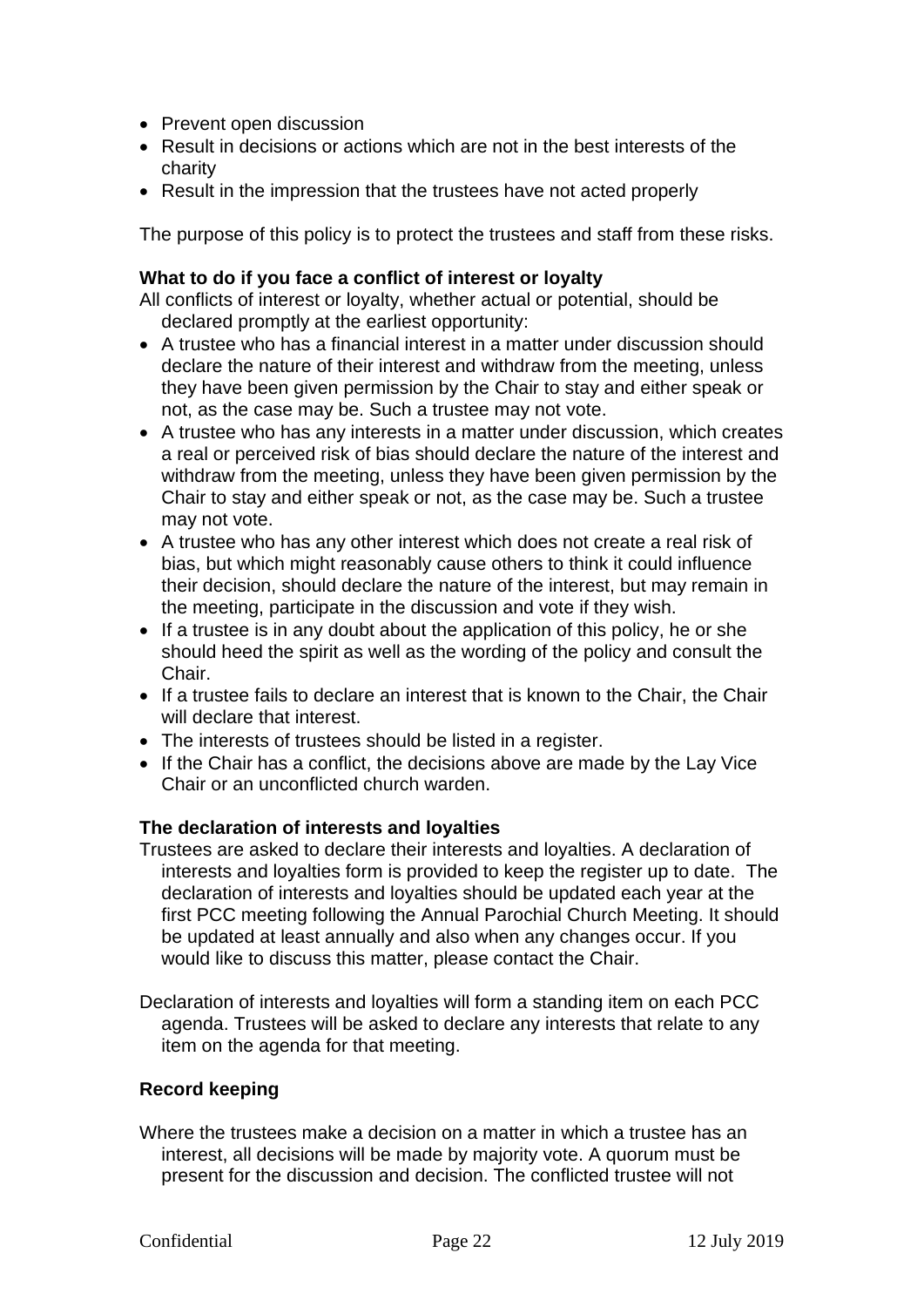- Prevent open discussion
- Result in decisions or actions which are not in the best interests of the charity
- Result in the impression that the trustees have not acted properly

The purpose of this policy is to protect the trustees and staff from these risks.

**What to do if you face a conflict of interest or loyalty**

All conflicts of interest or loyalty, whether actual or potential, should be declared promptly at the earliest opportunity:

- A trustee who has a financial interest in a matter under discussion should declare the nature of their interest and withdraw from the meeting, unless they have been given permission by the Chair to stay and either speak or not, as the case may be. Such a trustee may not vote.
- A trustee who has any interests in a matter under discussion, which creates a real or perceived risk of bias should declare the nature of the interest and withdraw from the meeting, unless they have been given permission by the Chair to stay and either speak or not, as the case may be. Such a trustee may not vote.
- A trustee who has any other interest which does not create a real risk of bias, but which might reasonably cause others to think it could influence their decision, should declare the nature of the interest, but may remain in the meeting, participate in the discussion and vote if they wish.
- If a trustee is in any doubt about the application of this policy, he or she should heed the spirit as well as the wording of the policy and consult the Chair.
- If a trustee fails to declare an interest that is known to the Chair, the Chair will declare that interest.
- The interests of trustees should be listed in a register.
- If the Chair has a conflict, the decisions above are made by the Lay Vice Chair or an unconflicted church warden.

**The declaration of interests and loyalties**

Trustees are asked to declare their interests and loyalties. A declaration of interests and loyalties form is provided to keep the register up to date. The declaration of interests and loyalties should be updated each year at the first PCC meeting following the Annual Parochial Church Meeting. It should be updated at least annually and also when any changes occur. If you would like to discuss this matter, please contact the Chair.

Declaration of interests and loyalties will form a standing item on each PCC agenda. Trustees will be asked to declare any interests that relate to any item on the agenda for that meeting.

**Record keeping**

Where the trustees make a decision on a matter in which a trustee has an interest, all decisions will be made by majority vote. A quorum must be present for the discussion and decision. The conflicted trustee will not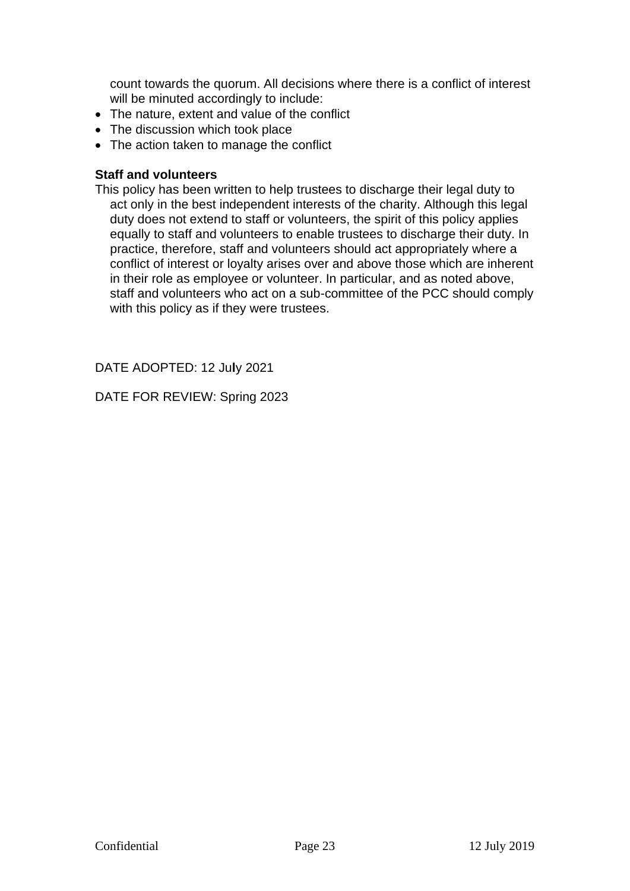count towards the quorum. All decisions where there is a conflict of interest will be minuted accordingly to include:

- The nature, extent and value of the conflict
- The discussion which took place
- The action taken to manage the conflict

**Staff and volunteers**

This policy has been written to help trustees to discharge their legal duty to act only in the best independent interests of the charity. Although this legal duty does not extend to staff or volunteers, the spirit of this policy applies equally to staff and volunteers to enable trustees to discharge their duty. In practice, therefore, staff and volunteers should act appropriately where a conflict of interest or loyalty arises over and above those which are inherent in their role as employee or volunteer. In particular, and as noted above, staff and volunteers who act on a sub-committee of the PCC should comply with this policy as if they were trustees.

DATE ADOPTED: 12 July 2021

DATE FOR REVIEW: Spring 2023